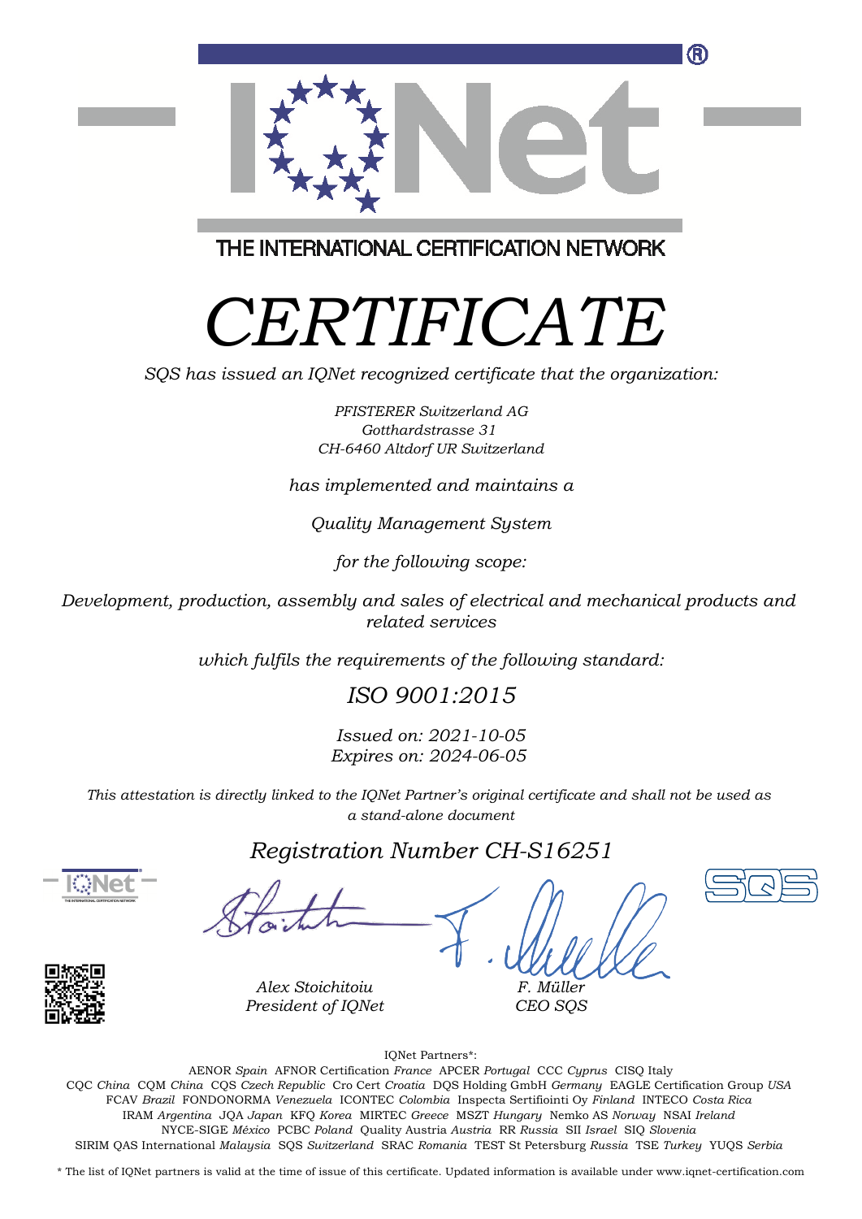THE INTERNATIONAL CERTIFICATION NETWORK

# *CERTIFICATE*

*SQS has issued an IQNet recognized certificate that the organization:*

*PFISTERER Switzerland AG*
*Gotthardstrasse 31*
*CH-6460 Altdorf UR Switzerland*

*has implemented and maintains a*

*Quality Management System*

*for the following scope:*

*Development, production, assembly and sales of electrical and mechanical products and related services*

*which fulfils the requirements of the following standard:*

*ISO 9001:2015*

*Issued on: 2021-10-05*
*Expires on: 2024-06-05*

*This attestation is directly linked to the IQNet Partner's original certificate and shall not be used as a stand-alone document*

*Registration Number CH-S16251*

*Alex Stoichitoiu*
*President of IQNet*

*F. Müller*
*CEO SQS*

IQNet Partners*:

AENOR *Spain* AFNOR Certification *France* APCER *Portugal* CCC *Cyprus* CISQ Italy
CQC *China* CQM *China* CQS *Czech Republic* Cro Cert *Croatia* DQS Holding GmbH *Germany* EAGLE Certification Group *USA*
FCAV *Brazil* FONDONORMA *Venezuela* ICONTEC *Colombia* Inspecta Sertifiointi Oy *Finland* INTECO *Costa Rica*
IRAM *Argentina* JQA *Japan* KFQ *Korea* MIRTEC *Greece* MSZT *Hungary* Nemko AS *Norway* NSAI *Ireland*
NYCE-SIGE *México* PCBC *Poland* Quality Austria *Austria* RR *Russia* SII *Israel* SIQ *Slovenia*
SIRIM QAS International *Malaysia* SQS *Switzerland* SRAC *Romania* TEST St Petersburg *Russia* TSE *Turkey* YUQS *Serbia*

* The list of IQNet partners is valid at the time of issue of this certificate. Updated information is available under www.iqnet-certification.com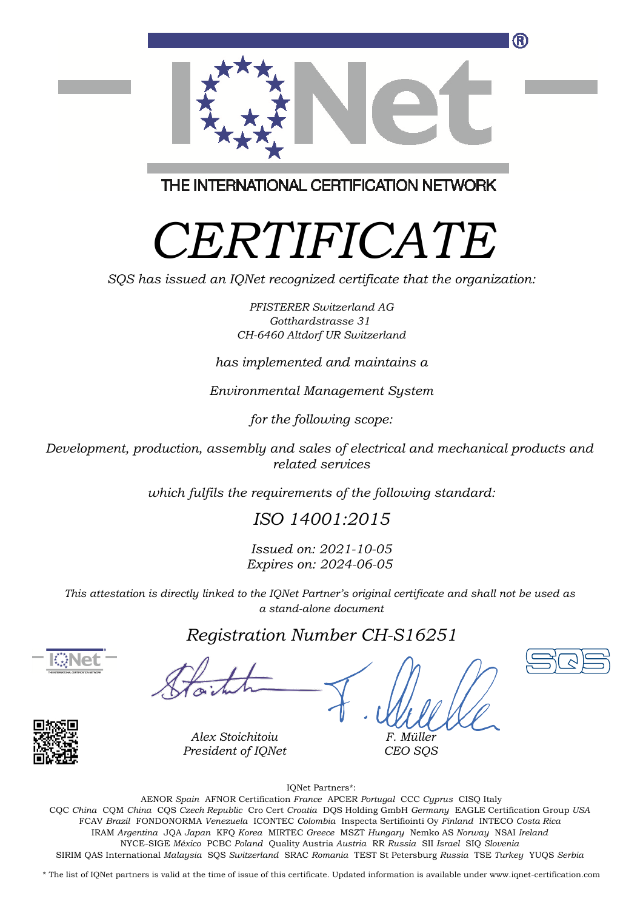# IQNet

THE INTERNATIONAL CERTIFICATION NETWORK

# *CERTIFICATE*

*SQS has issued an IQNet recognized certificate that the organization:*

*PFISTERER Switzerland AG*
*Gotthardstrasse 31*
*CH-6460 Altdorf UR Switzerland*

*has implemented and maintains a*

*Environmental Management System*

*for the following scope:*

*Development, production, assembly and sales of electrical and mechanical products and related services*

*which fulfils the requirements of the following standard:*

## *ISO 14001:2015*

*Issued on: 2021-10-05*
*Expires on: 2024-06-05*

*This attestation is directly linked to the IQNet Partner's original certificate and shall not be used as a stand-alone document*

## *Registration Number CH-S16251*

*Alex Stoichitoiu*
*President of IQNet*

*F. Müller*
*CEO SQS*

IQNet Partners*:

AENOR *Spain* AFNOR Certification *France* APCER *Portugal* CCC *Cyprus* CISQ Italy
CQC *China* CQM *China* CQS *Czech Republic* Cro Cert *Croatia* DQS Holding GmbH *Germany* EAGLE Certification Group *USA*
FCAV *Brazil* FONDONORMA *Venezuela* ICONTEC *Colombia* Inspecta Sertifiointi Oy *Finland* INTECO *Costa Rica*
IRAM *Argentina* JQA *Japan* KFQ *Korea* MIRTEC *Greece* MSZT *Hungary* Nemko AS *Norway* NSAI *Ireland*
NYCE-SIGE *México* PCBC *Poland* Quality Austria *Austria* RR *Russia* SII *Israel* SIQ *Slovenia*
SIRIM QAS International *Malaysia* SQS *Switzerland* SRAC *Romania* TEST St Petersburg *Russia* TSE *Turkey* YUQS *Serbia*

* The list of IQNet partners is valid at the time of issue of this certificate. Updated information is available under www.iqnet-certification.com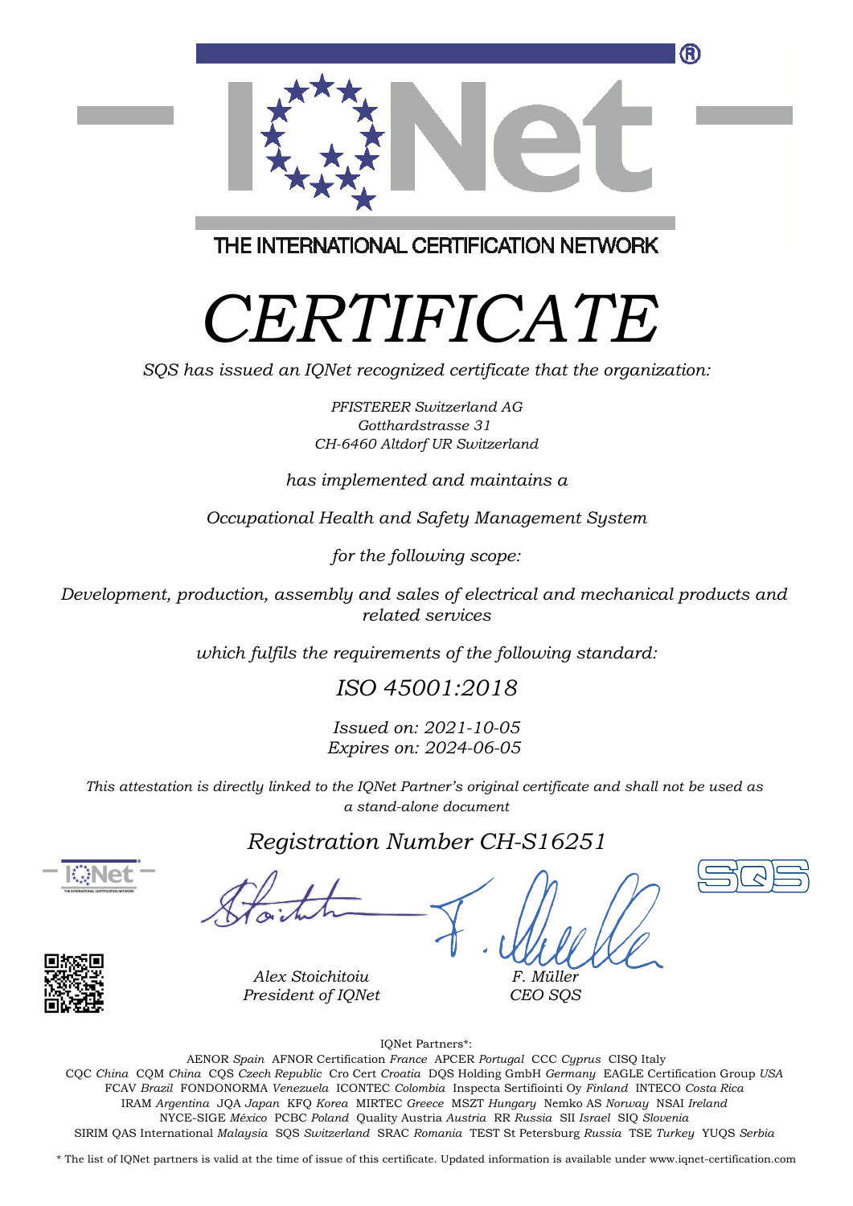THE INTERNATIONAL CERTIFICATION NETWORK

# *CERTIFICATE*

*SQS has issued an IQNet recognized certificate that the organization:*

*PFISTERER Switzerland AG*
*Gotthardstrasse 31*
*CH-6460 Altdorf UR Switzerland*

*has implemented and maintains a*

*Occupational Health and Safety Management System*

*for the following scope:*

*Development, production, assembly and sales of electrical and mechanical products and related services*

*which fulfils the requirements of the following standard:*

## *ISO 45001:2018*

*Issued on: 2021-10-05*
*Expires on: 2024-06-05*

*This attestation is directly linked to the IQNet Partner's original certificate and shall not be used as a stand-alone document*

### *Registration Number CH-S16251*

*Alex Stoichitoiu*
*President of IQNet*

*F. Müller*
*CEO SQS*

IQNet Partners*:

AENOR *Spain* AFNOR Certification *France* APCER *Portugal* CCC *Cyprus* CISQ Italy
CQC *China* CQM *China* CQS *Czech Republic* Cro Cert *Croatia* DQS Holding GmbH *Germany* EAGLE Certification Group *USA*
FCAV *Brazil* FONDONORMA *Venezuela* ICONTEC *Colombia* Inspecta Sertifiointi Oy *Finland* INTECO *Costa Rica*
IRAM *Argentina* JQA *Japan* KFQ *Korea* MIRTEC *Greece* MSZT *Hungary* Nemko AS *Norway* NSAI *Ireland*
NYCE-SIGE *México* PCBC *Poland* Quality Austria *Austria* RR *Russia* SII *Israel* SIQ *Slovenia*
SIRIM QAS International *Malaysia* SQS *Switzerland* SRAC *Romania* TEST St Petersburg *Russia* TSE *Turkey* YUQS *Serbia*

* The list of IQNet partners is valid at the time of issue of this certificate. Updated information is available under www.iqnet-certification.com